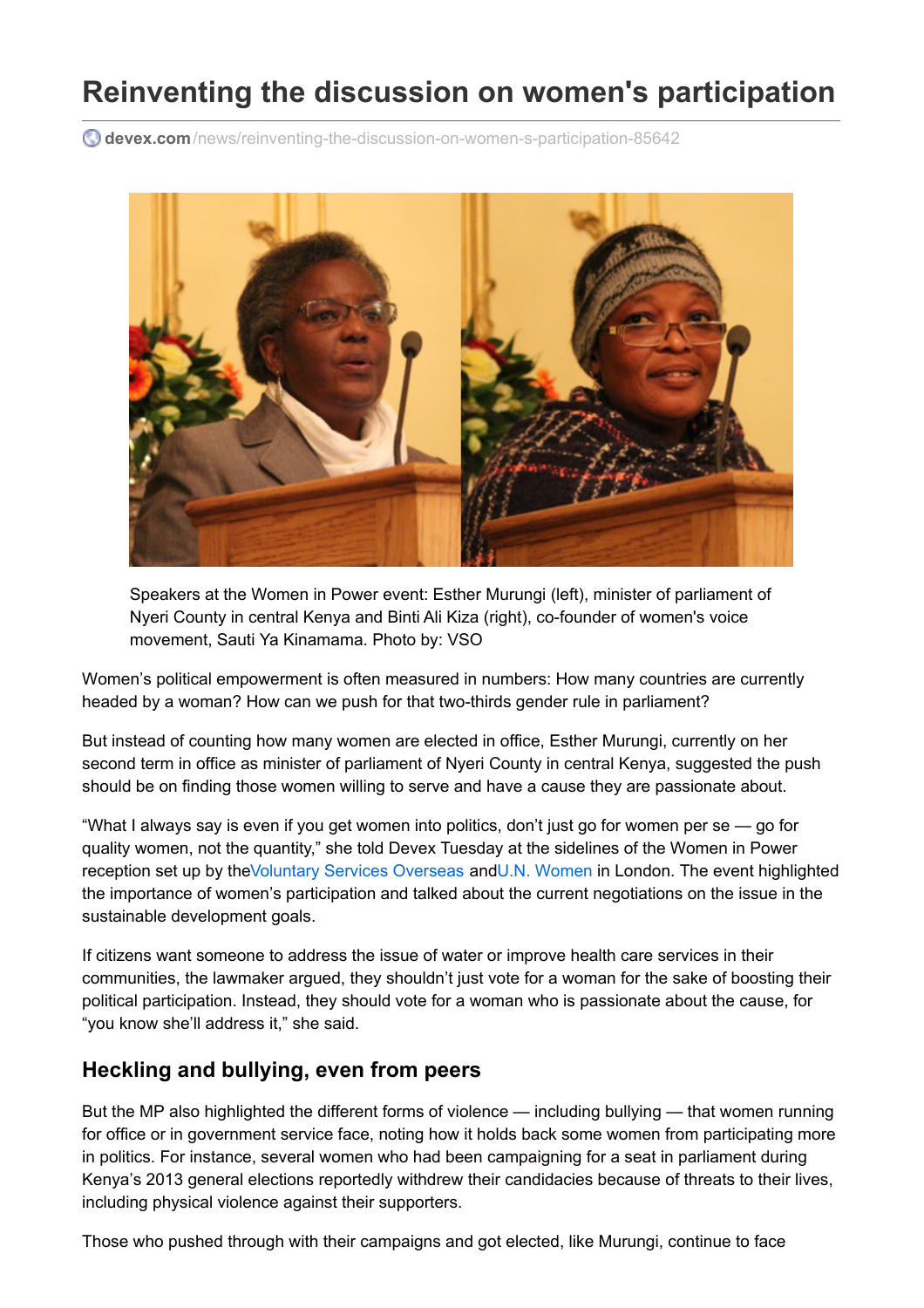# Reinventing the discussion on women's participation

devex.com/news/reinventing-the-discussion-on-women-s-participation-85642

Speakers at the Women in Power event: Esther Murungi (left), minister of parliament of Nyeri County in central Kenya and Binti Ali Kiza (right), co-founder of women's voice movement, Sauti Ya Kinamama. Photo by: VSO

Women's political empowerment is often measured in numbers: How many countries are currently headed by a woman? How can we push for that two-thirds gender rule in parliament?

But instead of counting how many women are elected in office, Esther Murungi, currently on her second term in office as minister of parliament of Nyeri County in central Kenya, suggested the push should be on finding those women willing to serve and have a cause they are passionate about.

"What I always say is even if you get women into politics, don't just go for women per se — go for quality women, not the quantity," she told Devex Tuesday at the sidelines of the Women in Power reception set up by the Voluntary Services Overseas and U.N. Women in London. The event highlighted the importance of women's participation and talked about the current negotiations on the issue in the sustainable development goals.

If citizens want someone to address the issue of water or improve health care services in their communities, the lawmaker argued, they shouldn't just vote for a woman for the sake of boosting their political participation. Instead, they should vote for a woman who is passionate about the cause, for "you know she'll address it," she said.

## Heckling and bullying, even from peers

But the MP also highlighted the different forms of violence — including bullying — that women running for office or in government service face, noting how it holds back some women from participating more in politics. For instance, several women who had been campaigning for a seat in parliament during Kenya's 2013 general elections reportedly withdrew their candidacies because of threats to their lives, including physical violence against their supporters.

Those who pushed through with their campaigns and got elected, like Murungi, continue to face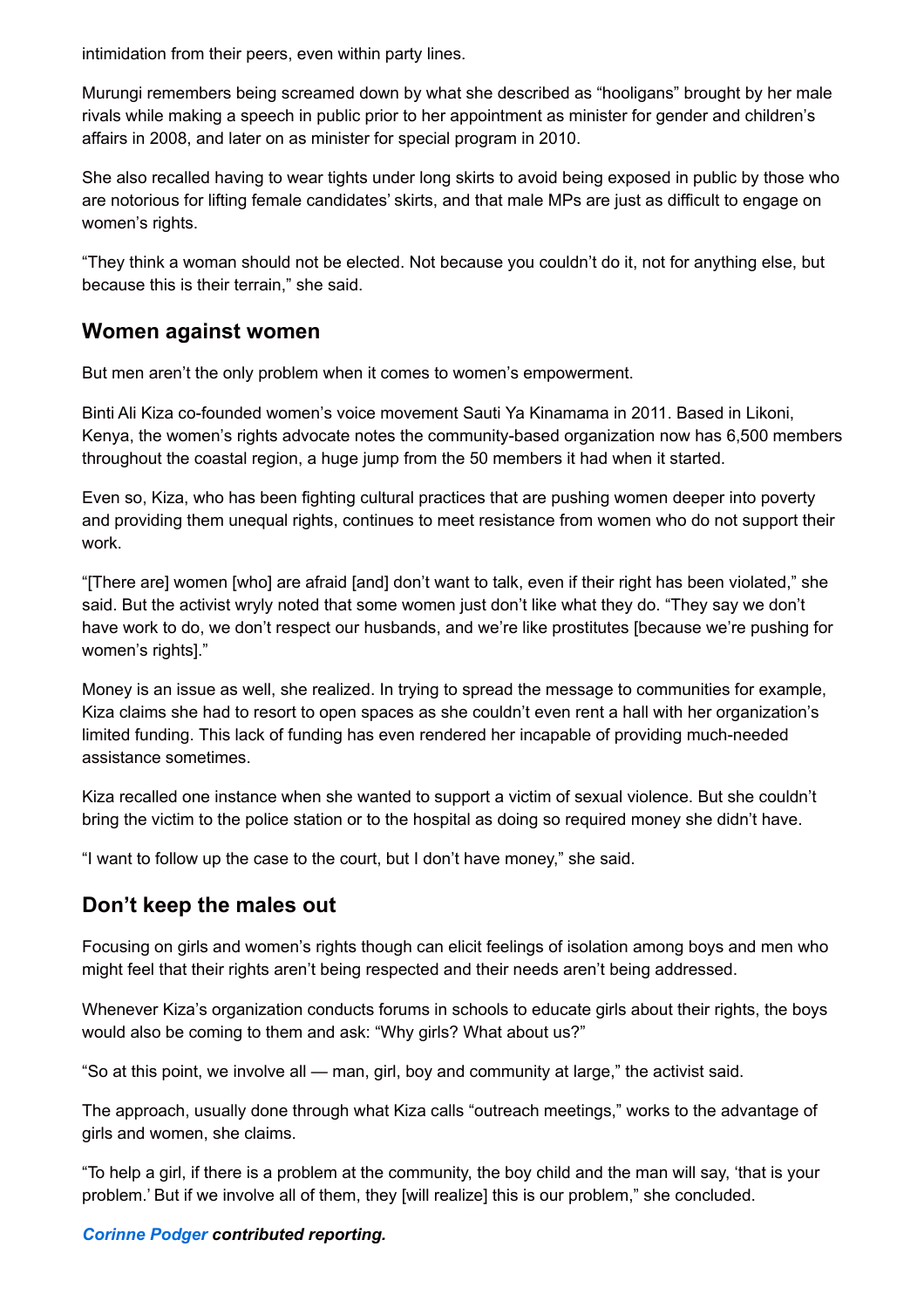intimidation from their peers, even within party lines.

Murungi remembers being screamed down by what she described as "hooligans" brought by her male rivals while making a speech in public prior to her appointment as minister for gender and children's affairs in 2008, and later on as minister for special program in 2010.

She also recalled having to wear tights under long skirts to avoid being exposed in public by those who are notorious for lifting female candidates' skirts, and that male MPs are just as difficult to engage on women's rights.

"They think a woman should not be elected. Not because you couldn't do it, not for anything else, but because this is their terrain," she said.

## Women against women

But men aren't the only problem when it comes to women's empowerment.

Binti Ali Kiza co-founded women's voice movement Sauti Ya Kinamama in 2011. Based in Likoni, Kenya, the women's rights advocate notes the community-based organization now has 6,500 members throughout the coastal region, a huge jump from the 50 members it had when it started.

Even so, Kiza, who has been fighting cultural practices that are pushing women deeper into poverty and providing them unequal rights, continues to meet resistance from women who do not support their work.

"[There are] women [who] are afraid [and] don't want to talk, even if their right has been violated," she said. But the activist wryly noted that some women just don't like what they do. "They say we don't have work to do, we don't respect our husbands, and we're like prostitutes [because we're pushing for women's rights]."

Money is an issue as well, she realized. In trying to spread the message to communities for example, Kiza claims she had to resort to open spaces as she couldn't even rent a hall with her organization's limited funding. This lack of funding has even rendered her incapable of providing much-needed assistance sometimes.

Kiza recalled one instance when she wanted to support a victim of sexual violence. But she couldn't bring the victim to the police station or to the hospital as doing so required money she didn't have.

"I want to follow up the case to the court, but I don't have money," she said.

## Don't keep the males out

Focusing on girls and women's rights though can elicit feelings of isolation among boys and men who might feel that their rights aren't being respected and their needs aren't being addressed.

Whenever Kiza's organization conducts forums in schools to educate girls about their rights, the boys would also be coming to them and ask: "Why girls? What about us?"

"So at this point, we involve all — man, girl, boy and community at large," the activist said.

The approach, usually done through what Kiza calls "outreach meetings," works to the advantage of girls and women, she claims.

"To help a girl, if there is a problem at the community, the boy child and the man will say, 'that is your problem.' But if we involve all of them, they [will realize] this is our problem," she concluded.

***Corinne Podger* contributed reporting.**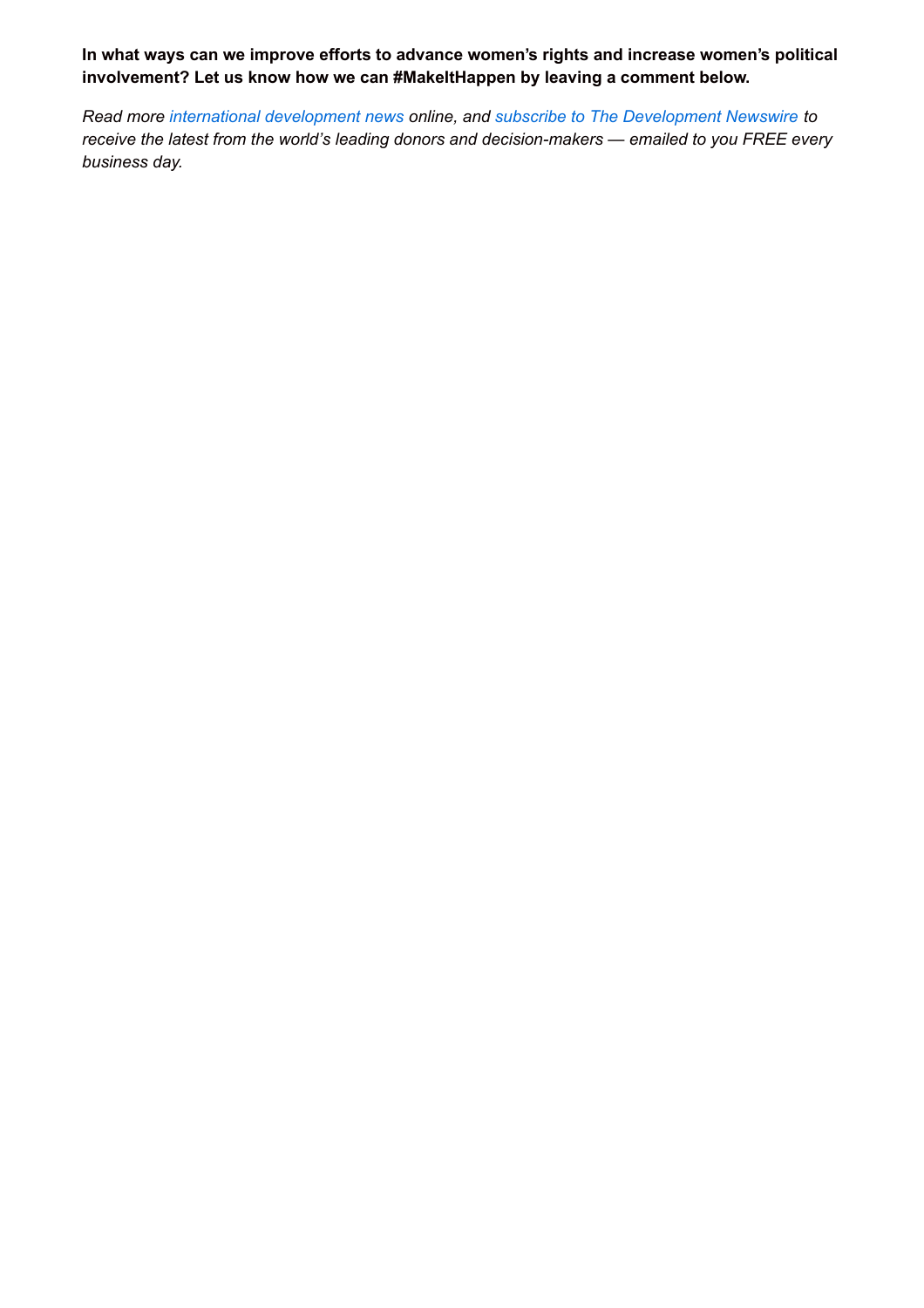**In what ways can we improve efforts to advance women's rights and increase women's political involvement? Let us know how we can #MakeItHappen by leaving a comment below.**

*Read more international development news online, and subscribe to The Development Newswire to receive the latest from the world's leading donors and decision-makers — emailed to you FREE every business day.*